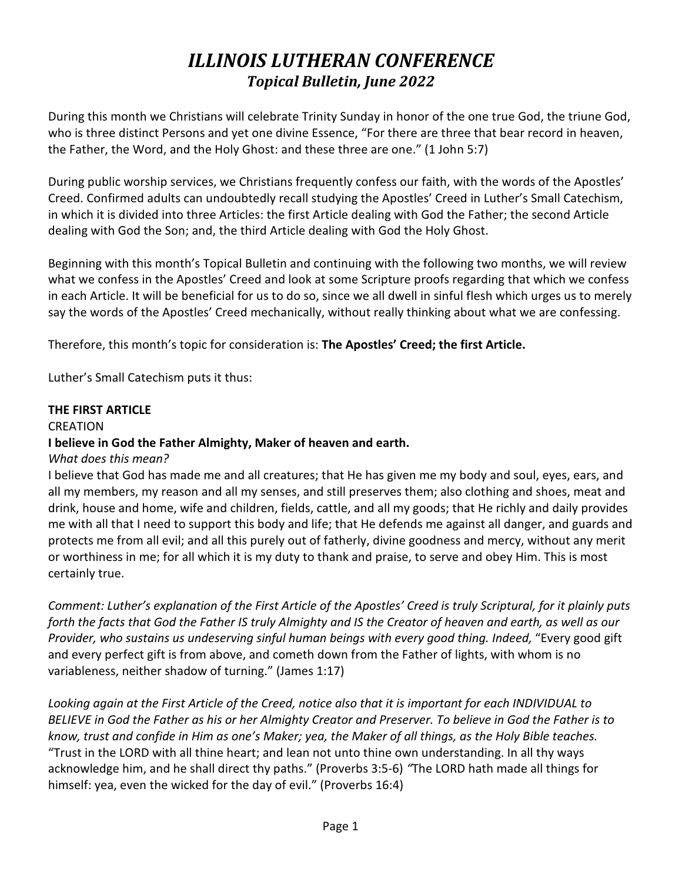# *ILLINOIS LUTHERAN CONFERENCE*
## *Topical Bulletin, June 2022*

During this month we Christians will celebrate Trinity Sunday in honor of the one true God, the triune God, who is three distinct Persons and yet one divine Essence, "For there are three that bear record in heaven, the Father, the Word, and the Holy Ghost: and these three are one." (1 John 5:7)

During public worship services, we Christians frequently confess our faith, with the words of the Apostles' Creed. Confirmed adults can undoubtedly recall studying the Apostles' Creed in Luther's Small Catechism, in which it is divided into three Articles: the first Article dealing with God the Father; the second Article dealing with God the Son; and, the third Article dealing with God the Holy Ghost.

Beginning with this month's Topical Bulletin and continuing with the following two months, we will review what we confess in the Apostles' Creed and look at some Scripture proofs regarding that which we confess in each Article. It will be beneficial for us to do so, since we all dwell in sinful flesh which urges us to merely say the words of the Apostles' Creed mechanically, without really thinking about what we are confessing.

Therefore, this month's topic for consideration is: **The Apostles' Creed; the first Article.**

Luther's Small Catechism puts it thus:

**THE FIRST ARTICLE**

CREATION

**I believe in God the Father Almighty, Maker of heaven and earth.**

*What does this mean?*

I believe that God has made me and all creatures; that He has given me my body and soul, eyes, ears, and all my members, my reason and all my senses, and still preserves them; also clothing and shoes, meat and drink, house and home, wife and children, fields, cattle, and all my goods; that He richly and daily provides me with all that I need to support this body and life; that He defends me against all danger, and guards and protects me from all evil; and all this purely out of fatherly, divine goodness and mercy, without any merit or worthiness in me; for all which it is my duty to thank and praise, to serve and obey Him. This is most certainly true.

*Comment: Luther's explanation of the First Article of the Apostles' Creed is truly Scriptural, for it plainly puts forth the facts that God the Father IS truly Almighty and IS the Creator of heaven and earth, as well as our Provider, who sustains us undeserving sinful human beings with every good thing. Indeed,* "Every good gift and every perfect gift is from above, and cometh down from the Father of lights, with whom is no variableness, neither shadow of turning." (James 1:17)

*Looking again at the First Article of the Creed, notice also that it is important for each INDIVIDUAL to BELIEVE in God the Father as his or her Almighty Creator and Preserver. To believe in God the Father is to know, trust and confide in Him as one's Maker; yea, the Maker of all things, as the Holy Bible teaches.* "Trust in the LORD with all thine heart; and lean not unto thine own understanding. In all thy ways acknowledge him, and he shall direct thy paths." (Proverbs 3:5-6) "The LORD hath made all things for himself: yea, even the wicked for the day of evil." (Proverbs 16:4)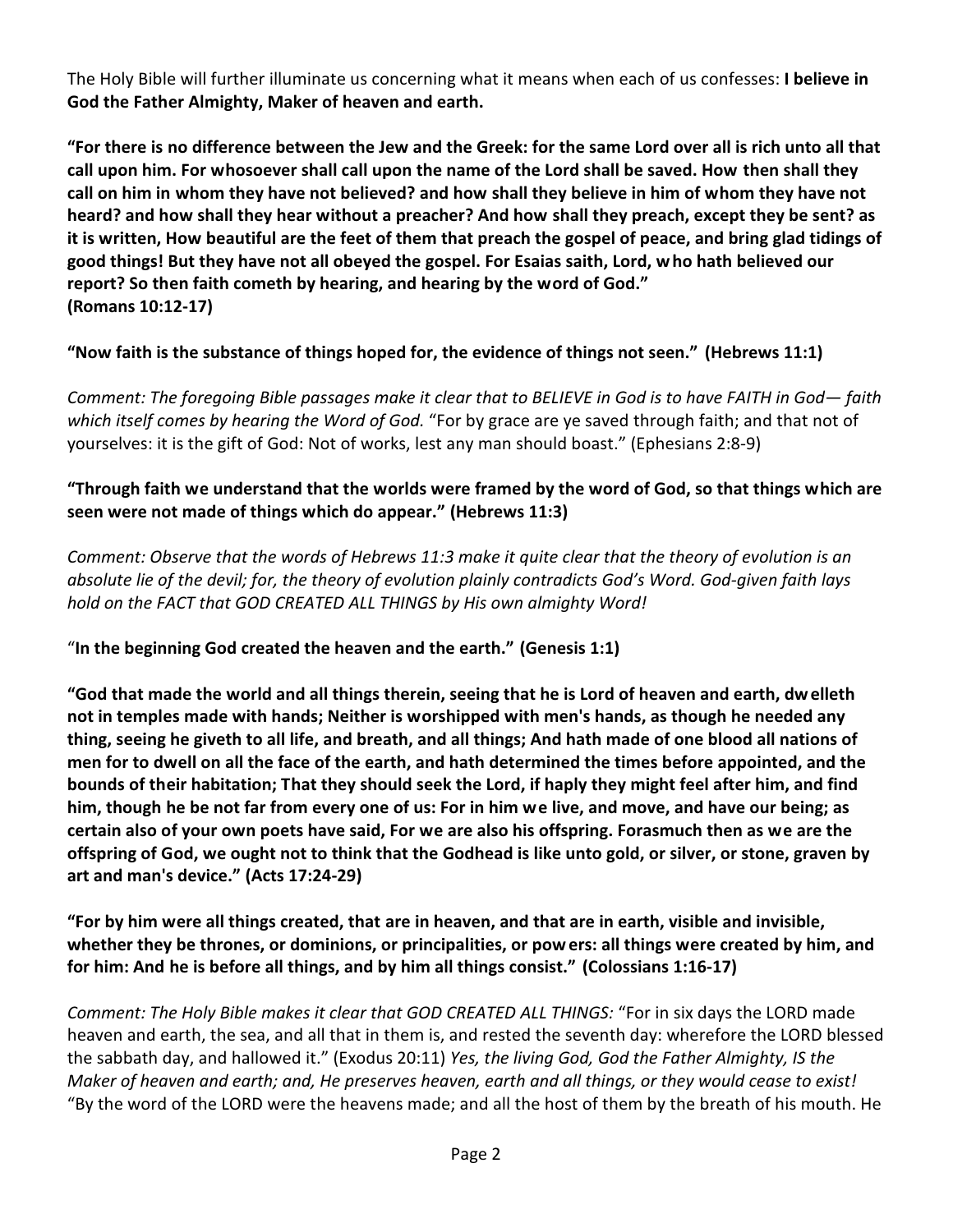The Holy Bible will further illuminate us concerning what it means when each of us confesses: **I believe in God the Father Almighty, Maker of heaven and earth.**

**"For there is no difference between the Jew and the Greek: for the same Lord over all is rich unto all that call upon him. For whosoever shall call upon the name of the Lord shall be saved. How then shall they call on him in whom they have not believed? and how shall they believe in him of whom they have not heard? and how shall they hear without a preacher? And how shall they preach, except they be sent? as it is written, How beautiful are the feet of them that preach the gospel of peace, and bring glad tidings of good things! But they have not all obeyed the gospel. For Esaias saith, Lord, who hath believed our report? So then faith cometh by hearing, and hearing by the word of God." (Romans 10:12-17)**

**"Now faith is the substance of things hoped for, the evidence of things not seen." (Hebrews 11:1)**

*Comment: The foregoing Bible passages make it clear that to BELIEVE in God is to have FAITH in God— faith which itself comes by hearing the Word of God.* "For by grace are ye saved through faith; and that not of yourselves: it is the gift of God: Not of works, lest any man should boast." (Ephesians 2:8-9)

**"Through faith we understand that the worlds were framed by the word of God, so that things which are seen were not made of things which do appear." (Hebrews 11:3)**

*Comment: Observe that the words of Hebrews 11:3 make it quite clear that the theory of evolution is an absolute lie of the devil; for, the theory of evolution plainly contradicts God's Word. God-given faith lays hold on the FACT that GOD CREATED ALL THINGS by His own almighty Word!*

"**In the beginning God created the heaven and the earth." (Genesis 1:1)**

**"God that made the world and all things therein, seeing that he is Lord of heaven and earth, dwelleth not in temples made with hands; Neither is worshipped with men's hands, as though he needed any thing, seeing he giveth to all life, and breath, and all things; And hath made of one blood all nations of men for to dwell on all the face of the earth, and hath determined the times before appointed, and the bounds of their habitation; That they should seek the Lord, if haply they might feel after him, and find him, though he be not far from every one of us: For in him we live, and move, and have our being; as certain also of your own poets have said, For we are also his offspring. Forasmuch then as we are the offspring of God, we ought not to think that the Godhead is like unto gold, or silver, or stone, graven by art and man's device." (Acts 17:24-29)**

**"For by him were all things created, that are in heaven, and that are in earth, visible and invisible, whether they be thrones, or dominions, or principalities, or powers: all things were created by him, and for him: And he is before all things, and by him all things consist." (Colossians 1:16-17)**

*Comment: The Holy Bible makes it clear that GOD CREATED ALL THINGS:* "For in six days the LORD made heaven and earth, the sea, and all that in them is, and rested the seventh day: wherefore the LORD blessed the sabbath day, and hallowed it." (Exodus 20:11) *Yes, the living God, God the Father Almighty, IS the Maker of heaven and earth; and, He preserves heaven, earth and all things, or they would cease to exist!* "By the word of the LORD were the heavens made; and all the host of them by the breath of his mouth. He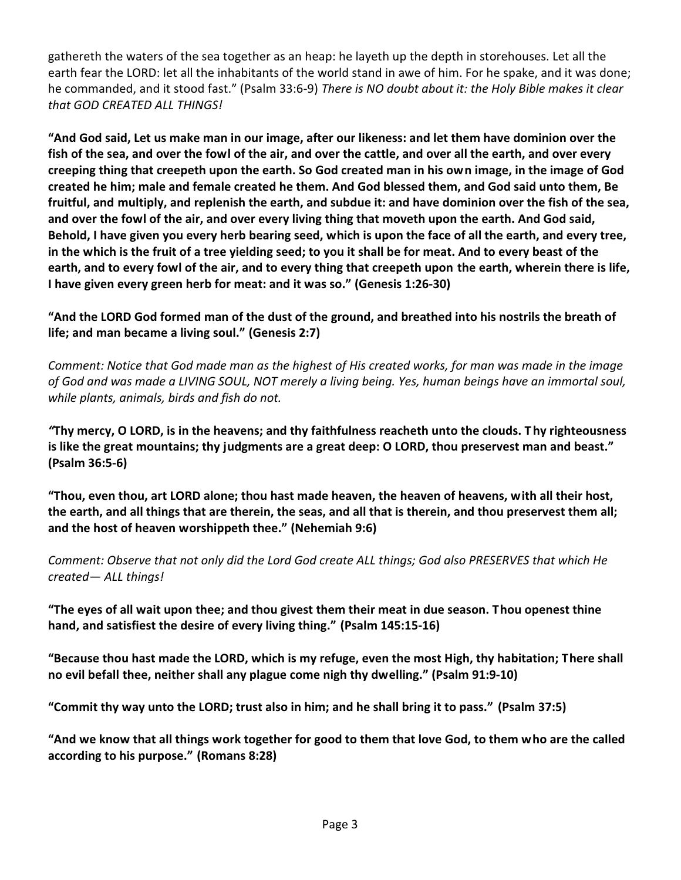gathereth the waters of the sea together as an heap: he layeth up the depth in storehouses. Let all the earth fear the LORD: let all the inhabitants of the world stand in awe of him. For he spake, and it was done; he commanded, and it stood fast." (Psalm 33:6-9) *There is NO doubt about it: the Holy Bible makes it clear that GOD CREATED ALL THINGS!*

**"And God said, Let us make man in our image, after our likeness: and let them have dominion over the fish of the sea, and over the fowl of the air, and over the cattle, and over all the earth, and over every creeping thing that creepeth upon the earth. So God created man in his own image, in the image of God created he him; male and female created he them. And God blessed them, and God said unto them, Be fruitful, and multiply, and replenish the earth, and subdue it: and have dominion over the fish of the sea, and over the fowl of the air, and over every living thing that moveth upon the earth. And God said, Behold, I have given you every herb bearing seed, which is upon the face of all the earth, and every tree, in the which is the fruit of a tree yielding seed; to you it shall be for meat. And to every beast of the earth, and to every fowl of the air, and to every thing that creepeth upon the earth, wherein there is life, I have given every green herb for meat: and it was so." (Genesis 1:26-30)**

**"And the LORD God formed man of the dust of the ground, and breathed into his nostrils the breath of life; and man became a living soul." (Genesis 2:7)**

*Comment: Notice that God made man as the highest of His created works, for man was made in the image of God and was made a LIVING SOUL, NOT merely a living being. Yes, human beings have an immortal soul, while plants, animals, birds and fish do not.*

**"Thy mercy, O LORD, is in the heavens; and thy faithfulness reacheth unto the clouds. Thy righteousness is like the great mountains; thy judgments are a great deep: O LORD, thou preservest man and beast." (Psalm 36:5-6)**

**"Thou, even thou, art LORD alone; thou hast made heaven, the heaven of heavens, with all their host, the earth, and all things that are therein, the seas, and all that is therein, and thou preservest them all; and the host of heaven worshippeth thee." (Nehemiah 9:6)**

*Comment: Observe that not only did the Lord God create ALL things; God also PRESERVES that which He created— ALL things!*

**"The eyes of all wait upon thee; and thou givest them their meat in due season. Thou openest thine hand, and satisfiest the desire of every living thing." (Psalm 145:15-16)**

**"Because thou hast made the LORD, which is my refuge, even the most High, thy habitation; There shall no evil befall thee, neither shall any plague come nigh thy dwelling." (Psalm 91:9-10)**

**"Commit thy way unto the LORD; trust also in him; and he shall bring it to pass." (Psalm 37:5)**

**"And we know that all things work together for good to them that love God, to them who are the called according to his purpose." (Romans 8:28)**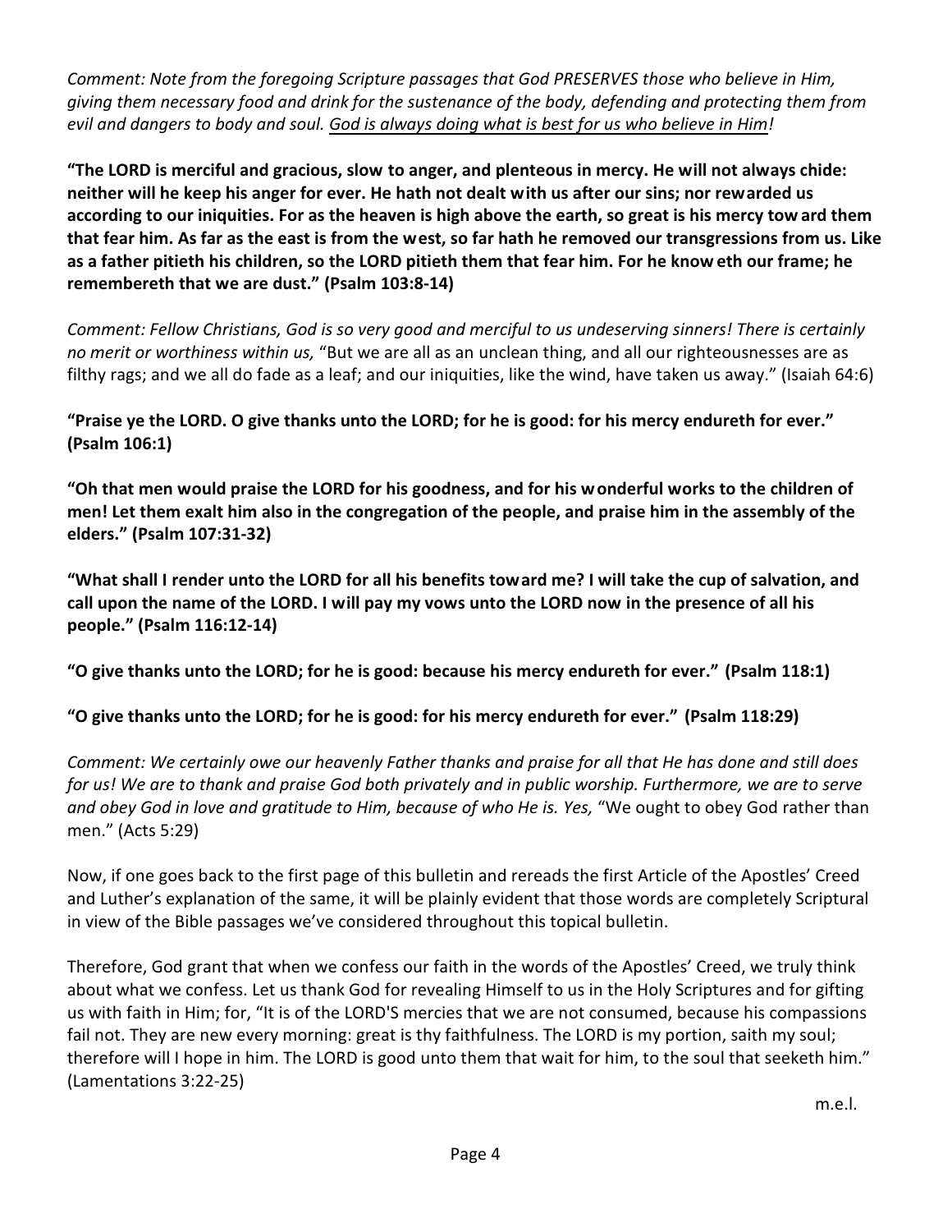*Comment: Note from the foregoing Scripture passages that God PRESERVES those who believe in Him, giving them necessary food and drink for the sustenance of the body, defending and protecting them from evil and dangers to body and soul. <u>God is always doing what is best for us who believe in Him</u>!*

**"The LORD is merciful and gracious, slow to anger, and plenteous in mercy. He will not always chide: neither will he keep his anger for ever. He hath not dealt with us after our sins; nor rewarded us according to our iniquities. For as the heaven is high above the earth, so great is his mercy toward them that fear him. As far as the east is from the west, so far hath he removed our transgressions from us. Like as a father pitieth his children, so the LORD pitieth them that fear him. For he knoweth our frame; he remembereth that we are dust." (Psalm 103:8-14)**

*Comment: Fellow Christians, God is so very good and merciful to us undeserving sinners! There is certainly no merit or worthiness within us,* "But we are all as an unclean thing, and all our righteousnesses are as filthy rags; and we all do fade as a leaf; and our iniquities, like the wind, have taken us away." (Isaiah 64:6)

**"Praise ye the LORD. O give thanks unto the LORD; for he is good: for his mercy endureth for ever." (Psalm 106:1)**

**"Oh that men would praise the LORD for his goodness, and for his wonderful works to the children of men! Let them exalt him also in the congregation of the people, and praise him in the assembly of the elders." (Psalm 107:31-32)**

**"What shall I render unto the LORD for all his benefits toward me? I will take the cup of salvation, and call upon the name of the LORD. I will pay my vows unto the LORD now in the presence of all his people." (Psalm 116:12-14)**

**"O give thanks unto the LORD; for he is good: because his mercy endureth for ever." (Psalm 118:1)**

**"O give thanks unto the LORD; for he is good: for his mercy endureth for ever." (Psalm 118:29)**

*Comment: We certainly owe our heavenly Father thanks and praise for all that He has done and still does for us! We are to thank and praise God both privately and in public worship. Furthermore, we are to serve and obey God in love and gratitude to Him, because of who He is. Yes,* "We ought to obey God rather than men." (Acts 5:29)

Now, if one goes back to the first page of this bulletin and rereads the first Article of the Apostles' Creed and Luther's explanation of the same, it will be plainly evident that those words are completely Scriptural in view of the Bible passages we've considered throughout this topical bulletin.

Therefore, God grant that when we confess our faith in the words of the Apostles' Creed, we truly think about what we confess. Let us thank God for revealing Himself to us in the Holy Scriptures and for gifting us with faith in Him; for, "It is of the LORD'S mercies that we are not consumed, because his compassions fail not. They are new every morning: great is thy faithfulness. The LORD is my portion, saith my soul; therefore will I hope in him. The LORD is good unto them that wait for him, to the soul that seeketh him." (Lamentations 3:22-25)

m.e.l.